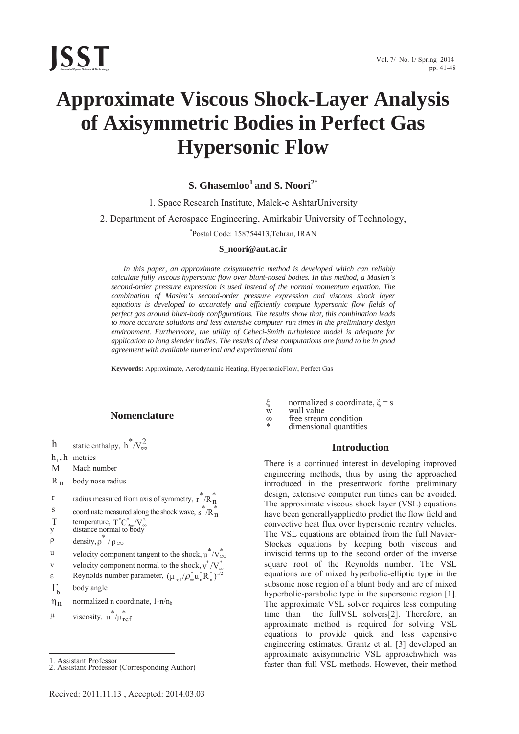# Approximate Viscous Shock-Layer Analysis of Axisymmetric Bodies in Perfect Gas Hypersonic Flow

**S. Ghasemloo[1] and S. Noori[2*]**

1. Space Research Institute, Malek-e AshtarUniversity

2. Department of Aerospace Engineering, Amirkabir University of Technology,

*Postal Code: 158754413,Tehran, IRAN

**S_noori@aut.ac.ir**

*In this paper, an approximate axisymmetric method is developed which can reliably calculate fully viscous hypersonic flow over blunt-nosed bodies. In this method, a Maslen's second-order pressure expression is used instead of the normal momentum equation. The combination of Maslen's second-order pressure expression and viscous shock layer equations is developed to accurately and efficiently compute hypersonic flow fields of perfect gas around blunt-body configurations. The results show that, this combination leads to more accurate solutions and less extensive computer run times in the preliminary design environment. Furthermore, the utility of Cebeci-Smith turbulence model is adequate for application to long slender bodies. The results of these computations are found to be in good agreement with available numerical and experimental data.*

**Keywords:** Approximate, Aerodynamic Heating, HypersonicFlow, Perfect Gas

## Nomenclature

| | |
|---|---|
| $h$ | static enthalpy, $h^*/V_\infty^2$ |
| $h_1, h$ | metrics |
| $M$ | Mach number |
| $R_n$ | body nose radius |
| $r$ | radius measured from axis of symmetry, $r^*/R_n^*$ |
| $s$ | coordinate measured along the shock wave, $s^*/R_n^*$ |
| $T$ | temperature, $T^* C_{p_\infty}^*/V_\infty^2$ |
| $y$ | distance normal to body |
| $\rho$ | density, $\rho^*/\rho_\infty$ |
| $u$ | velocity component tangent to the shock, $u^*/V_\infty^*$ |
| $v$ | velocity component normal to the shock, $v^*/V_\infty^*$ |
| $\varepsilon$ | Reynolds number parameter, $(\mu_{ref}/\rho_\infty^* u_n^* R_n^*)^{1/2}$ |
| $\Gamma_b$ | body angle |
| $\eta_n$ | normalized n coordinate, $1\text{-}n/n_b$ |
| $\mu$ | viscosity, $u^*/\mu_{ref}^*$ |
| $\xi$ | normalized s coordinate, $\xi = s$ |
| w | wall value |
| $\infty$ | free stream condition |
| * | dimensional quantities |

## Introduction

There is a continued interest in developing improved engineering methods, thus by using the approached introduced in the presentwork forthe preliminary design, extensive computer run times can be avoided. The approximate viscous shock layer (VSL) equations have been generallyappliedto predict the flow field and convective heat flux over hypersonic reentry vehicles. The VSL equations are obtained from the full Navier-Stokes equations by keeping both viscous and inviscid terms up to the second order of the inverse square root of the Reynolds number. The VSL equations are of mixed hyperbolic-elliptic type in the subsonic nose region of a blunt body and are of mixed hyperbolic-parabolic type in the supersonic region [1]. The approximate VSL solver requires less computing time than the fullVSL solvers[2]. Therefore, an approximate method is required for solving VSL equations to provide quick and less expensive engineering estimates. Grantz et al. [3] developed an approximate axisymmetric VSL approachwhich was faster than full VSL methods. However, their method

1. Assistant Professor
2. Assistant Professor (Corresponding Author)

Recived: 2011.11.13 , Accepted: 2014.03.03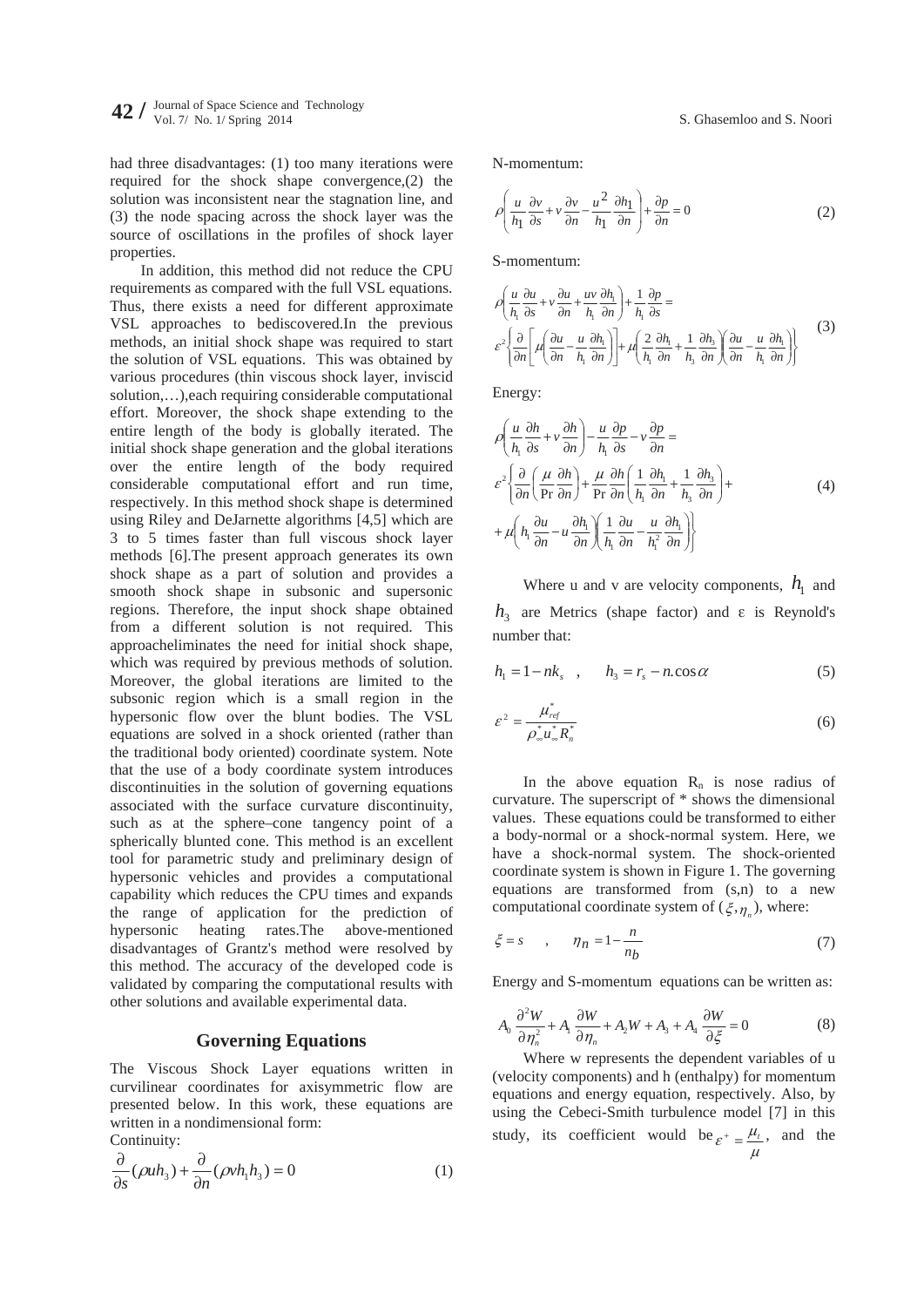had three disadvantages: (1) too many iterations were required for the shock shape convergence,(2) the solution was inconsistent near the stagnation line, and (3) the node spacing across the shock layer was the source of oscillations in the profiles of shock layer properties.

In addition, this method did not reduce the CPU requirements as compared with the full VSL equations. Thus, there exists a need for different approximate VSL approaches to bediscovered.In the previous methods, an initial shock shape was required to start the solution of VSL equations. This was obtained by various procedures (thin viscous shock layer, inviscid solution,…),each requiring considerable computational effort. Moreover, the shock shape extending to the entire length of the body is globally iterated. The initial shock shape generation and the global iterations over the entire length of the body required considerable computational effort and run time, respectively. In this method shock shape is determined using Riley and DeJarnette algorithms [4,5] which are 3 to 5 times faster than full viscous shock layer methods [6].The present approach generates its own shock shape as a part of solution and provides a smooth shock shape in subsonic and supersonic regions. Therefore, the input shock shape obtained from a different solution is not required. This approacheliminates the need for initial shock shape, which was required by previous methods of solution. Moreover, the global iterations are limited to the subsonic region which is a small region in the hypersonic flow over the blunt bodies. The VSL equations are solved in a shock oriented (rather than the traditional body oriented) coordinate system. Note that the use of a body coordinate system introduces discontinuities in the solution of governing equations associated with the surface curvature discontinuity, such as at the sphere–cone tangency point of a spherically blunted cone. This method is an excellent tool for parametric study and preliminary design of hypersonic vehicles and provides a computational capability which reduces the CPU times and expands the range of application for the prediction of hypersonic heating rates.The above-mentioned disadvantages of Grantz's method were resolved by this method. The accuracy of the developed code is validated by comparing the computational results with other solutions and available experimental data.

## Governing Equations

The Viscous Shock Layer equations written in curvilinear coordinates for axisymmetric flow are presented below. In this work, these equations are written in a nondimensional form:

Continuity:

$$\frac{\partial}{\partial s}(\rho u h_3) + \frac{\partial}{\partial n}(\rho v h_1 h_3) = 0 \tag{1}$$

N-momentum:

$$\rho\left(\frac{u}{h_1}\frac{\partial v}{\partial s} + v\frac{\partial v}{\partial n} - \frac{u^2}{h_1}\frac{\partial h_1}{\partial n}\right) + \frac{\partial p}{\partial n} = 0 \tag{2}$$

S-momentum:

$$\begin{aligned}&\rho\left(\frac{u}{h_1}\frac{\partial u}{\partial s} + v\frac{\partial u}{\partial n} + \frac{uv}{h_1}\frac{\partial h_1}{\partial n}\right) + \frac{1}{h_1}\frac{\partial p}{\partial s} = \\ &\varepsilon^2\left\{\frac{\partial}{\partial n}\left[\mu\left(\frac{\partial u}{\partial n} - \frac{u}{h_1}\frac{\partial h_1}{\partial n}\right)\right] + \mu\left(\frac{2}{h_1}\frac{\partial h_1}{\partial n} + \frac{1}{h_3}\frac{\partial h_3}{\partial n}\right)\left(\frac{\partial u}{\partial n} - \frac{u}{h_1}\frac{\partial h_1}{\partial n}\right)\right\}\end{aligned} \tag{3}$$

Energy:

$$\begin{aligned}&\rho\left(\frac{u}{h_1}\frac{\partial h}{\partial s} + v\frac{\partial h}{\partial n}\right) - \frac{u}{h_1}\frac{\partial p}{\partial s} - v\frac{\partial p}{\partial n} = \\ &\varepsilon^2\left\{\frac{\partial}{\partial n}\left(\frac{\mu}{\Pr}\frac{\partial h}{\partial n}\right) + \frac{\mu}{\Pr}\frac{\partial h}{\partial n}\left(\frac{1}{h_1}\frac{\partial h_1}{\partial n} + \frac{1}{h_3}\frac{\partial h_3}{\partial n}\right) + \right. \\ &\left. + \mu\left(h_1\frac{\partial u}{\partial n} - u\frac{\partial h_1}{\partial n}\right)\left(\frac{1}{h_1}\frac{\partial u}{\partial n} - \frac{u}{h_1^2}\frac{\partial h_1}{\partial n}\right)\right\}\end{aligned} \tag{4}$$

Where u and v are velocity components, $h_1$ and $h_3$ are Metrics (shape factor) and ε is Reynold's number that:

$$h_1 = 1 - nk_s \quad , \qquad h_3 = r_s - n.\cos\alpha \tag{5}$$

$$\varepsilon^2 = \frac{\mu^*_{ref}}{\rho^*_\infty u^*_\infty R^*_n} \tag{6}$$

In the above equation $R_n$ is nose radius of curvature. The superscript of * shows the dimensional values. These equations could be transformed to either a body-normal or a shock-normal system. Here, we have a shock-normal system. The shock-oriented coordinate system is shown in Figure 1. The governing equations are transformed from (s,n) to a new computational coordinate system of ($\xi, \eta_n$), where:

$$\xi = s \quad , \qquad \eta_n = 1 - \frac{n}{n_b} \tag{7}$$

Energy and S-momentum equations can be written as:

$$A_0\frac{\partial^2 W}{\partial \eta_n^2} + A_1\frac{\partial W}{\partial \eta_n} + A_2 W + A_3 + A_4\frac{\partial W}{\partial \xi} = 0 \tag{8}$$

Where w represents the dependent variables of u (velocity components) and h (enthalpy) for momentum equations and energy equation, respectively. Also, by using the Cebeci-Smith turbulence model [7] in this study, its coefficient would be $\varepsilon^+ = \frac{\mu_t}{\mu}$, and the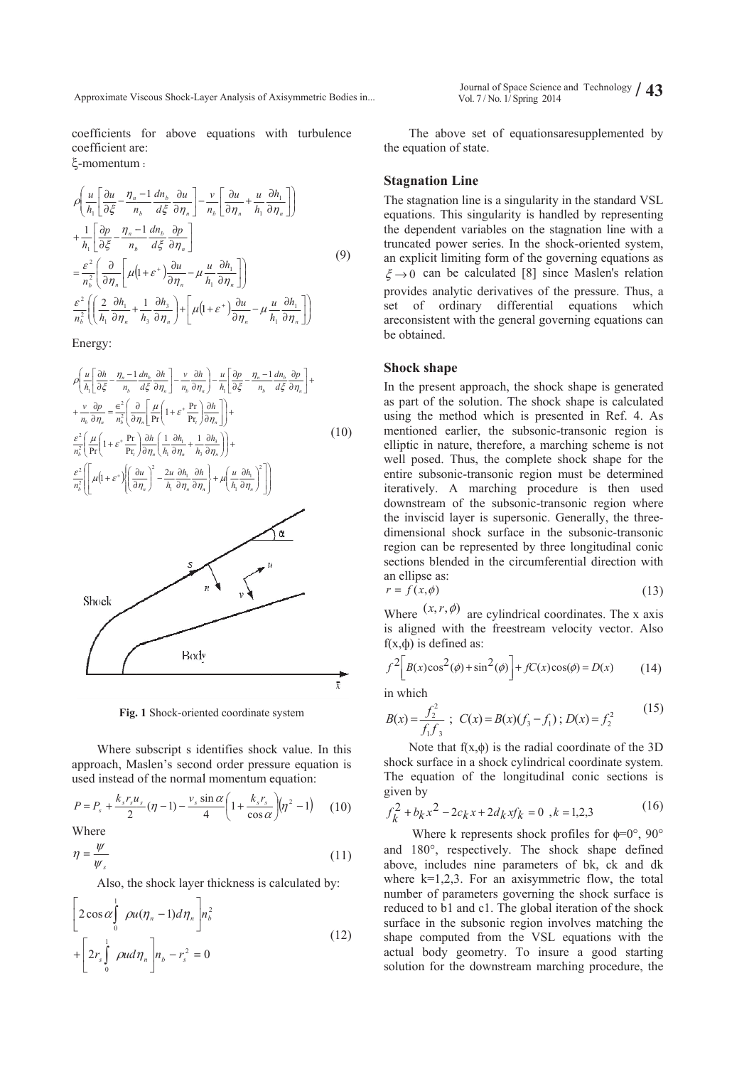coefficients for above equations with turbulence coefficient are:

ξ-momentum :

$$\rho\left(\frac{u}{h_1}\left[\frac{\partial u}{\partial \xi}-\frac{\eta_n-1}{n_b}\frac{dn_b}{d\xi}\frac{\partial u}{\partial \eta_n}\right]-\frac{v}{n_b}\left[\frac{\partial u}{\partial \eta_n}+\frac{u}{h_1}\frac{\partial h_1}{\partial \eta_n}\right]\right)$$
$$+\frac{1}{h_1}\left[\frac{\partial p}{\partial \xi}-\frac{\eta_n-1}{n_b}\frac{dn_b}{d\xi}\frac{\partial p}{\partial \eta_n}\right]$$
$$=\frac{\varepsilon^2}{n_b^2}\left(\frac{\partial}{\partial \eta_n}\left[\mu\left(1+\varepsilon^+\right)\frac{\partial u}{\partial \eta_n}-\mu\frac{u}{h_1}\frac{\partial h_1}{\partial \eta_n}\right]\right) \tag{9}$$
$$\frac{\varepsilon^2}{n_b^2}\left(\left(\frac{2}{h_1}\frac{\partial h_1}{\partial \eta_n}+\frac{1}{h_3}\frac{\partial h_3}{\partial \eta_n}\right)+\left[\mu\left(1+\varepsilon^+\right)\frac{\partial u}{\partial \eta_n}-\mu\frac{u}{h_1}\frac{\partial h_1}{\partial \eta_n}\right]\right)$$

Energy:

$$\rho\left(\frac{u}{h_1}\left[\frac{\partial h}{\partial \xi}-\frac{\eta_n-1}{n_b}\frac{dn_b}{d\xi}\frac{\partial h}{\partial \eta_n}\right]-\frac{v}{n_b}\frac{\partial h}{\partial \eta_n}\right)-\frac{u}{h_1}\left[\frac{\partial p}{\partial \xi}-\frac{\eta_n-1}{n_b}\frac{dn_b}{d\xi}\frac{\partial p}{\partial \eta_n}\right]+$$
$$+\frac{v}{n_b}\frac{\partial p}{\partial \eta_n}=\frac{\epsilon^2}{n_b^2}\left(\frac{\partial}{\partial \eta_n}\left[\frac{\mu}{\Pr}\left(1+\varepsilon^+\frac{\Pr}{\Pr_t}\right)\frac{\partial h}{\partial \eta_n}\right]\right)+$$
$$\frac{\varepsilon^2}{n_b^2}\left(\frac{\mu}{\Pr}\left(1+\varepsilon^+\frac{\Pr}{\Pr_t}\right)\frac{\partial h}{\partial \eta_n}\left(\frac{1}{h_1}\frac{\partial h_1}{\partial \eta_n}+\frac{1}{h_3}\frac{\partial h_3}{\partial \eta_n}\right)\right)+ \tag{10}$$
$$\frac{\varepsilon^2}{n_b^2}\left(\left[\mu\left(1+\varepsilon^+\right)\left\{\left(\frac{\partial u}{\partial \eta_n}\right)^2-\frac{2u}{h_1}\frac{\partial h_1}{\partial \eta_n}\frac{\partial h}{\partial \eta_n}\right\}+\mu\left(\frac{u}{h_1}\frac{\partial h_1}{\partial \eta_n}\right)^2\right]\right)$$

**Fig. 1** Shock-oriented coordinate system

Where subscript s identifies shock value. In this approach, Maslen's second order pressure equation is used instead of the normal momentum equation:

$$P=P_s+\frac{k_s r_s u_s}{2}(\eta-1)-\frac{v_s\sin\alpha}{4}\left(1+\frac{k_s r_s}{\cos\alpha}\right)\left(\eta^2-1\right) \tag{10}$$

Where

$$\eta=\frac{\psi}{\psi_s} \tag{11}$$

Also, the shock layer thickness is calculated by:

$$\left[2\cos\alpha\int_0^1 \rho u(\eta_n-1)d\eta_n\right]n_b^2$$
$$+\left[2r_s\int_0^1 \rho u d\eta_n\right]n_b-r_s^2=0 \tag{12}$$

The above set of equationsaresupplemented by the equation of state.

## Stagnation Line

The stagnation line is a singularity in the standard VSL equations. This singularity is handled by representing the dependent variables on the stagnation line with a truncated power series. In the shock-oriented system, an explicit limiting form of the governing equations as $\xi \to 0$ can be calculated [8] since Maslen's relation provides analytic derivatives of the pressure. Thus, a set of ordinary differential equations which areconsistent with the general governing equations can be obtained.

## Shock shape

In the present approach, the shock shape is generated as part of the solution. The shock shape is calculated using the method which is presented in Ref. 4. As mentioned earlier, the subsonic-transonic region is elliptic in nature, therefore, a marching scheme is not well posed. Thus, the complete shock shape for the entire subsonic-transonic region must be determined iteratively. A marching procedure is then used downstream of the subsonic-transonic region where the inviscid layer is supersonic. Generally, the three-dimensional shock surface in the subsonic-transonic region can be represented by three longitudinal conic sections blended in the circumferential direction with an ellipse as:

$$r = f(x,\phi) \tag{13}$$

Where $(x,r,\phi)$ are cylindrical coordinates. The x axis is aligned with the freestream velocity vector. Also $f(x,\phi)$ is defined as:

$$f^2\left[B(x)\cos^2(\phi)+\sin^2(\phi)\right]+fC(x)\cos(\phi)=D(x) \tag{14}$$

in which

$$B(x)=\frac{f_2^2}{f_1 f_3}\ ;\ C(x)=B(x)(f_3-f_1)\ ;\ D(x)=f_2^2 \tag{15}$$

Note that $f(x,\phi)$ is the radial coordinate of the 3D shock surface in a shock cylindrical coordinate system. The equation of the longitudinal conic sections is given by

$$f_k^2+b_k x^2-2c_k x+2d_k x f_k=0\ ,k=1,2,3 \tag{16}$$

Where k represents shock profiles for $\phi$=0°, 90° and 180°, respectively. The shock shape defined above, includes nine parameters of bk, ck and dk where k=1,2,3. For an axisymmetric flow, the total number of parameters governing the shock surface is reduced to b1 and c1. The global iteration of the shock surface in the subsonic region involves matching the shape computed from the VSL equations with the actual body geometry. To insure a good starting solution for the downstream marching procedure, the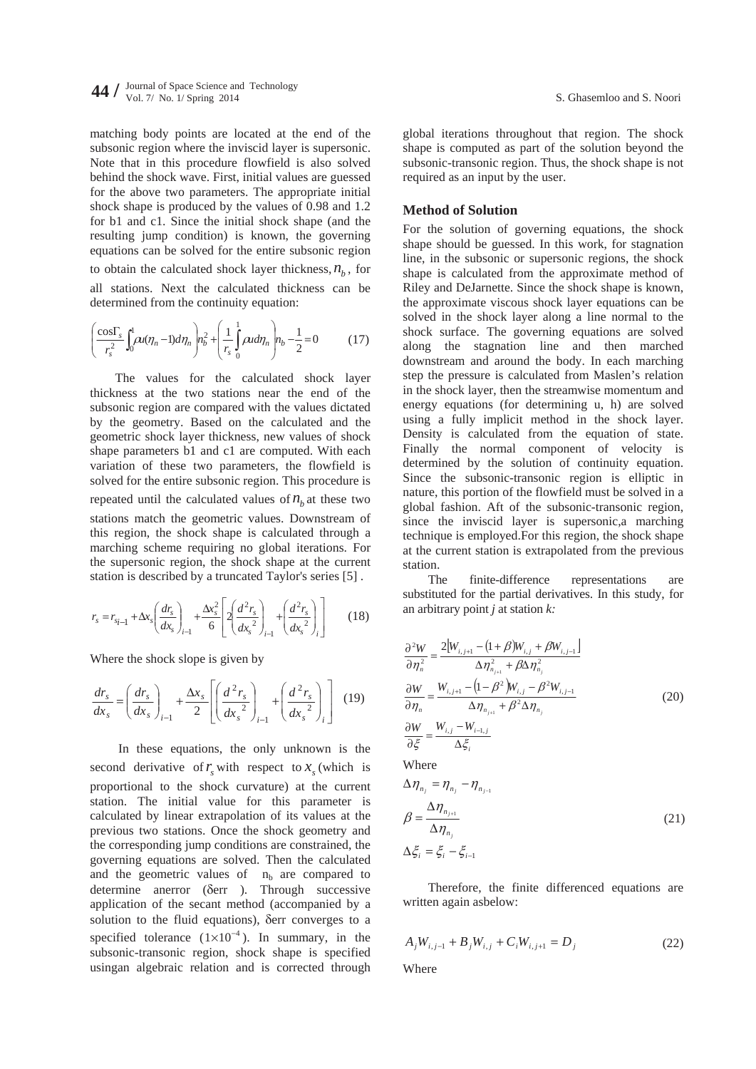matching body points are located at the end of the subsonic region where the inviscid layer is supersonic. Note that in this procedure flowfield is also solved behind the shock wave. First, initial values are guessed for the above two parameters. The appropriate initial shock shape is produced by the values of 0.98 and 1.2 for b1 and c1. Since the initial shock shape (and the resulting jump condition) is known, the governing equations can be solved for the entire subsonic region to obtain the calculated shock layer thickness, $n_b$, for all stations. Next the calculated thickness can be determined from the continuity equation:

$$\left(\frac{\cos\Gamma_s}{r_s^2}\int_0^1 \rho u(\eta_n - 1)d\eta_n\right)n_b^2 + \left(\frac{1}{r_s}\int_0^1 \rho u d\eta_n\right)n_b - \frac{1}{2} = 0 \qquad (17)$$

The values for the calculated shock layer thickness at the two stations near the end of the subsonic region are compared with the values dictated by the geometry. Based on the calculated and the geometric shock layer thickness, new values of shock shape parameters b1 and c1 are computed. With each variation of these two parameters, the flowfield is solved for the entire subsonic region. This procedure is repeated until the calculated values of $n_b$ at these two stations match the geometric values. Downstream of this region, the shock shape is calculated through a marching scheme requiring no global iterations. For the supersonic region, the shock shape at the current station is described by a truncated Taylor's series [5] .

$$r_s = r_{s_{i-1}} + \Delta x_s\left(\frac{dr_s}{dx_s}\right)_{i-1} + \frac{\Delta x_s^2}{6}\left[2\left(\frac{d^2 r_s}{dx_s^2}\right)_{i-1} + \left(\frac{d^2 r_s}{dx_s^2}\right)_i\right] \qquad (18)$$

Where the shock slope is given by

$$\frac{dr_s}{dx_s} = \left(\frac{dr_s}{dx_s}\right)_{i-1} + \frac{\Delta x_s}{2}\left[\left(\frac{d^2 r_s}{dx_s^2}\right)_{i-1} + \left(\frac{d^2 r_s}{dx_s^2}\right)_i\right] \qquad (19)$$

In these equations, the only unknown is the second derivative of $r_s$ with respect to $x_s$ (which is proportional to the shock curvature) at the current station. The initial value for this parameter is calculated by linear extrapolation of its values at the previous two stations. Once the shock geometry and the corresponding jump conditions are constrained, the governing equations are solved. Then the calculated and the geometric values of $n_b$ are compared to determine anerror ($\delta$err ). Through successive application of the secant method (accompanied by a solution to the fluid equations), $\delta$err converges to a specified tolerance ($1\times10^{-4}$). In summary, in the subsonic-transonic region, shock shape is specified usingan algebraic relation and is corrected through global iterations throughout that region. The shock shape is computed as part of the solution beyond the subsonic-transonic region. Thus, the shock shape is not required as an input by the user.

## Method of Solution

For the solution of governing equations, the shock shape should be guessed. In this work, for stagnation line, in the subsonic or supersonic regions, the shock shape is calculated from the approximate method of Riley and DeJarnette. Since the shock shape is known, the approximate viscous shock layer equations can be solved in the shock layer along a line normal to the shock surface. The governing equations are solved along the stagnation line and then marched downstream and around the body. In each marching step the pressure is calculated from Maslen's relation in the shock layer, then the streamwise momentum and energy equations (for determining u, h) are solved using a fully implicit method in the shock layer. Density is calculated from the equation of state. Finally the normal component of velocity is determined by the solution of continuity equation. Since the subsonic-transonic region is elliptic in nature, this portion of the flowfield must be solved in a global fashion. Aft of the subsonic-transonic region, since the inviscid layer is supersonic,a marching technique is employed.For this region, the shock shape at the current station is extrapolated from the previous station.

The finite-difference representations are substituted for the partial derivatives. In this study, for an arbitrary point *j* at station *k:*

$$\begin{aligned}
\frac{\partial^2 W}{\partial \eta_n^2} &= \frac{2\left[W_{i,j+1} - (1+\beta)W_{i,j} + \beta W_{i,j-1}\right]}{\Delta\eta_{n_{j+1}}^2 + \beta\Delta\eta_{n_j}^2} \\
\frac{\partial W}{\partial \eta_n} &= \frac{W_{i,j+1} - (1-\beta^2)W_{i,j} - \beta^2 W_{i,j-1}}{\Delta\eta_{n_{j+1}} + \beta^2\Delta\eta_{n_j}} \\
\frac{\partial W}{\partial \xi} &= \frac{W_{i,j} - W_{i-1,j}}{\Delta\xi_i}
\end{aligned} \qquad (20)$$

Where

$$\begin{aligned}
\Delta\eta_{n_j} &= \eta_{n_j} - \eta_{n_{j-1}} \\
\beta &= \frac{\Delta\eta_{n_{j+1}}}{\Delta\eta_{n_j}} \\
\Delta\xi_i &= \xi_i - \xi_{i-1}
\end{aligned} \qquad (21)$$

Therefore, the finite differenced equations are written again asbelow:

$$A_j W_{i,j-1} + B_j W_{i,j} + C_i W_{i,j+1} = D_j \qquad (22)$$

Where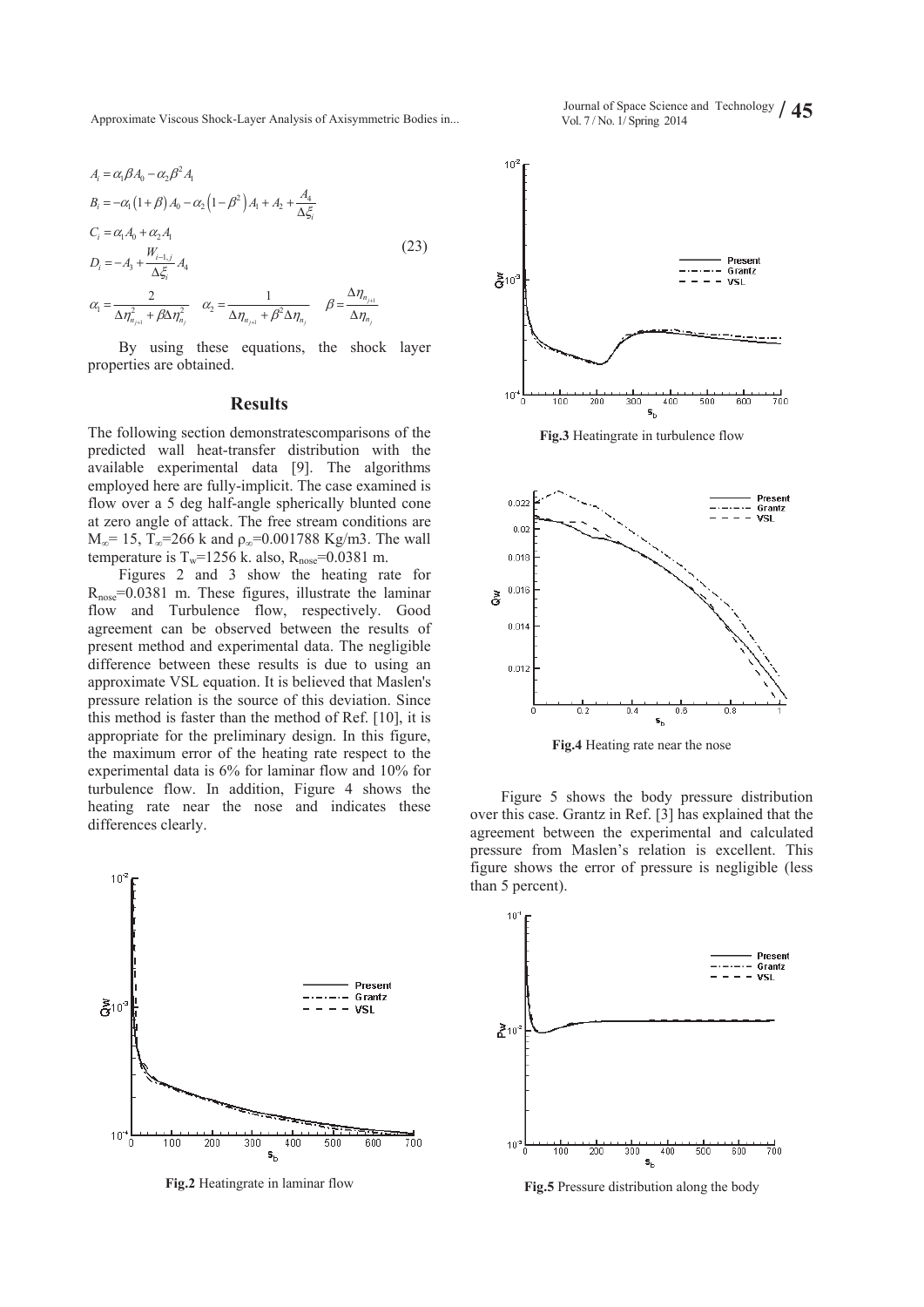$$
\begin{aligned}
&A_i = \alpha_1 \beta A_0 - \alpha_2 \beta^2 A_1 \\
&B_i = -\alpha_1 (1+\beta) A_0 - \alpha_2 \left(1-\beta^2\right) A_1 + A_2 + \frac{A_4}{\Delta \xi_i} \\
&C_i = \alpha_1 A_0 + \alpha_2 A_1 \\
&D_i = -A_3 + \frac{W_{i-1,j}}{\Delta \xi_i} A_4 \\
&\alpha_1 = \frac{2}{\Delta \eta_{n_{j+1}}^2 + \beta \Delta \eta_{n_j}^2} \quad \alpha_2 = \frac{1}{\Delta \eta_{n_{j+1}} + \beta^2 \Delta \eta_{n_j}} \quad \beta = \frac{\Delta \eta_{n_{j+1}}}{\Delta \eta_{n_j}}
\end{aligned}
\tag{23}
$$

By using these equations, the shock layer properties are obtained.

## Results

The following section demonstratescomparisons of the predicted wall heat-transfer distribution with the available experimental data [9]. The algorithms employed here are fully-implicit. The case examined is flow over a 5 deg half-angle spherically blunted cone at zero angle of attack. The free stream conditions are $M_\infty$= 15, $T_\infty$=266 k and $\rho_\infty$=0.001788 Kg/m3. The wall temperature is $T_w$=1256 k. also, $R_{nose}$=0.0381 m.

Figures 2 and 3 show the heating rate for $R_{nose}$=0.0381 m. These figures, illustrate the laminar flow and Turbulence flow, respectively. Good agreement can be observed between the results of present method and experimental data. The negligible difference between these results is due to using an approximate VSL equation. It is believed that Maslen's pressure relation is the source of this deviation. Since this method is faster than the method of Ref. [10], it is appropriate for the preliminary design. In this figure, the maximum error of the heating rate respect to the experimental data is 6% for laminar flow and 10% for turbulence flow. In addition, Figure 4 shows the heating rate near the nose and indicates these differences clearly.

**Fig.2** Heatingrate in laminar flow

**Fig.3** Heatingrate in turbulence flow

**Fig.4** Heating rate near the nose

Figure 5 shows the body pressure distribution over this case. Grantz in Ref. [3] has explained that the agreement between the experimental and calculated pressure from Maslen's relation is excellent. This figure shows the error of pressure is negligible (less than 5 percent).

**Fig.5** Pressure distribution along the body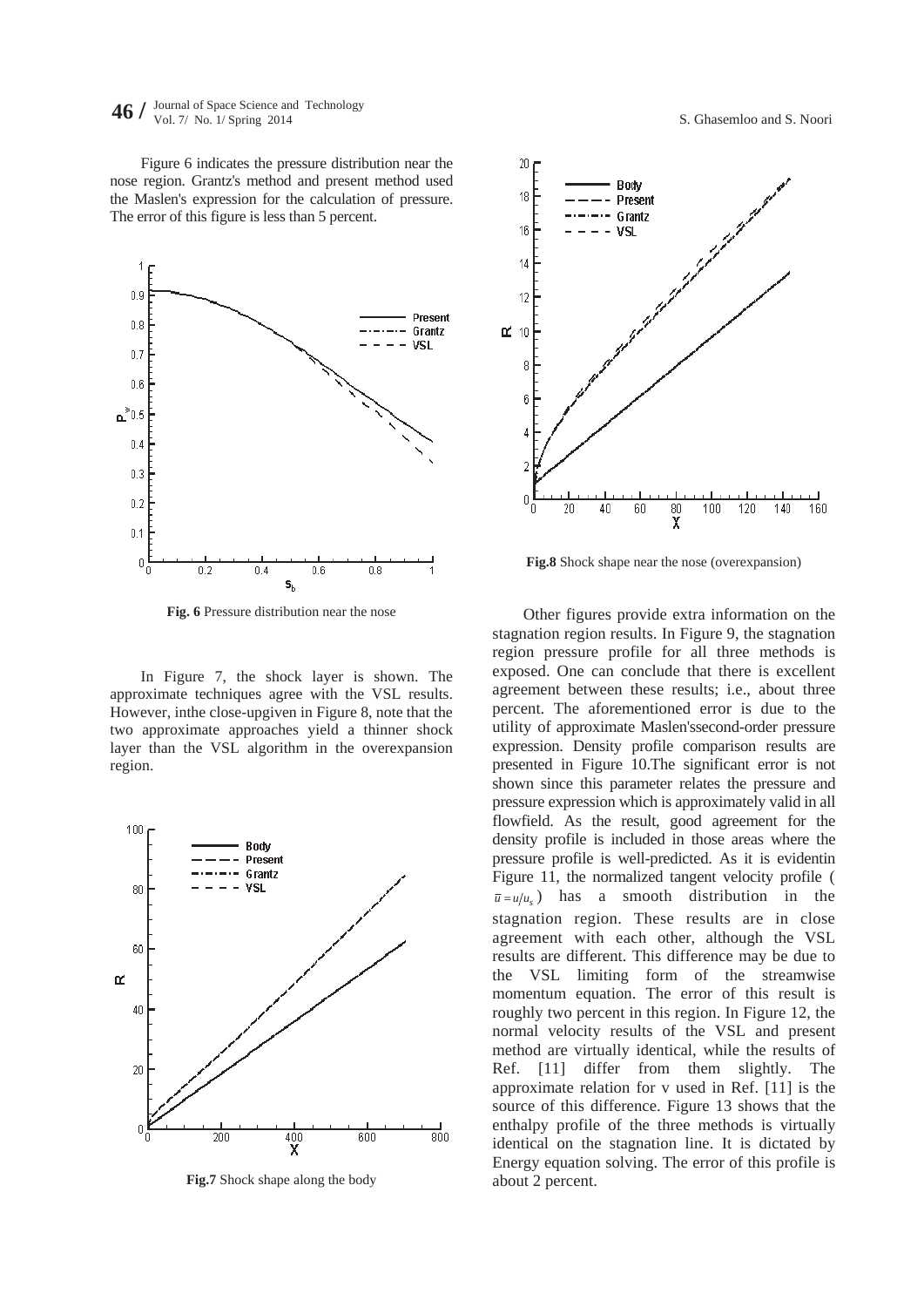Figure 6 indicates the pressure distribution near the nose region. Grantz's method and present method used the Maslen's expression for the calculation of pressure. The error of this figure is less than 5 percent.

**Fig. 6** Pressure distribution near the nose

In Figure 7, the shock layer is shown. The approximate techniques agree with the VSL results. However, inthe close-upgiven in Figure 8, note that the two approximate approaches yield a thinner shock layer than the VSL algorithm in the overexpansion region.

**Fig.7** Shock shape along the body

**Fig.8** Shock shape near the nose (overexpansion)

Other figures provide extra information on the stagnation region results. In Figure 9, the stagnation region pressure profile for all three methods is exposed. One can conclude that there is excellent agreement between these results; i.e., about three percent. The aforementioned error is due to the utility of approximate Maslen'ssecond-order pressure expression. Density profile comparison results are presented in Figure 10.The significant error is not shown since this parameter relates the pressure and pressure expression which is approximately valid in all flowfield. As the result, good agreement for the density profile is included in those areas where the pressure profile is well-predicted. As it is evidentin Figure 11, the normalized tangent velocity profile ( $\bar{u} = u/u_s$ ) has a smooth distribution in the stagnation region. These results are in close agreement with each other, although the VSL results are different. This difference may be due to the VSL limiting form of the streamwise momentum equation. The error of this result is roughly two percent in this region. In Figure 12, the normal velocity results of the VSL and present method are virtually identical, while the results of Ref. [11] differ from them slightly. The approximate relation for v used in Ref. [11] is the source of this difference. Figure 13 shows that the enthalpy profile of the three methods is virtually identical on the stagnation line. It is dictated by Energy equation solving. The error of this profile is about 2 percent.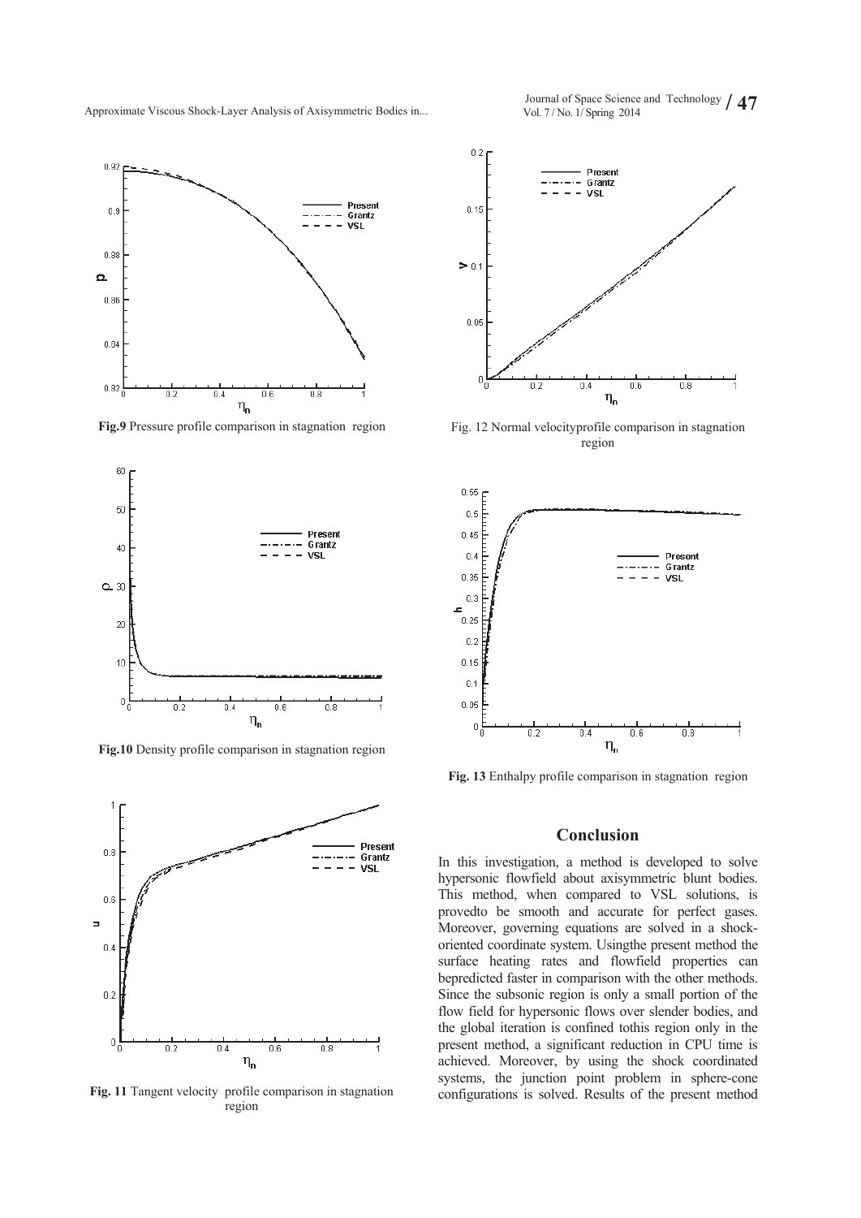**Fig.9** Pressure profile comparison in stagnation region

**Fig.10** Density profile comparison in stagnation region

**Fig. 11** Tangent velocity profile comparison in stagnation region

Fig. 12 Normal velocityprofile comparison in stagnation region

**Fig. 13** Enthalpy profile comparison in stagnation region

## Conclusion

In this investigation, a method is developed to solve hypersonic flowfield about axisymmetric blunt bodies. This method, when compared to VSL solutions, is provedto be smooth and accurate for perfect gases. Moreover, governing equations are solved in a shock-oriented coordinate system. Usingthe present method the surface heating rates and flowfield properties can bepredicted faster in comparison with the other methods. Since the subsonic region is only a small portion of the flow field for hypersonic flows over slender bodies, and the global iteration is confined tothis region only in the present method, a significant reduction in CPU time is achieved. Moreover, by using the shock coordinated systems, the junction point problem in sphere-cone configurations is solved. Results of the present method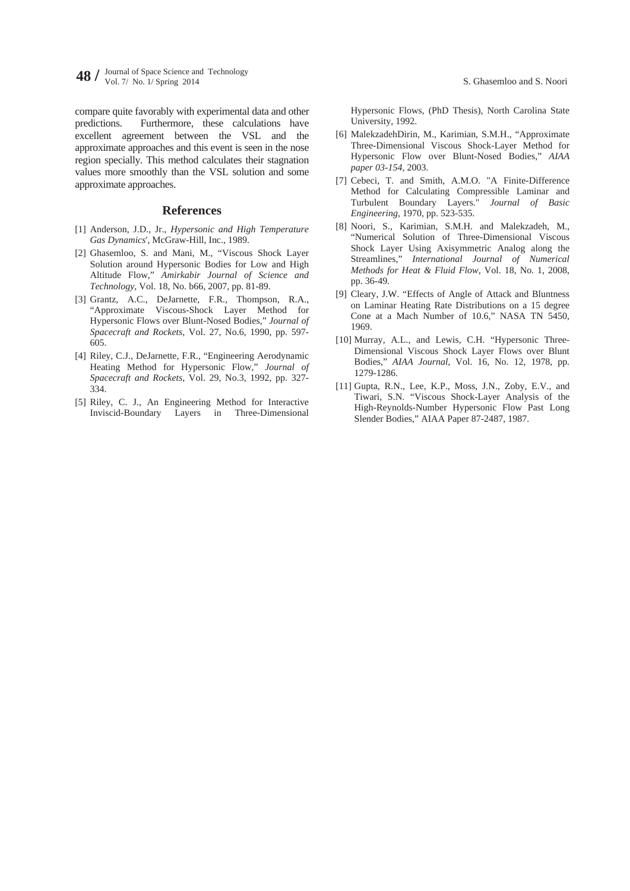compare quite favorably with experimental data and other predictions. Furthermore, these calculations have excellent agreement between the VSL and the approximate approaches and this event is seen in the nose region specially. This method calculates their stagnation values more smoothly than the VSL solution and some approximate approaches.

## References

[1] Anderson, J.D., Jr., *Hypersonic and High Temperature Gas Dynamics*', McGraw-Hill, Inc., 1989.

[2] Ghasemloo, S. and Mani, M., "Viscous Shock Layer Solution around Hypersonic Bodies for Low and High Altitude Flow," *Amirkabir Journal of Science and Technology*, Vol. 18, No. b66, 2007, pp. 81-89.

[3] Grantz, A.C., DeJarnette, F.R., Thompson, R.A., "Approximate Viscous-Shock Layer Method for Hypersonic Flows over Blunt-Nosed Bodies," *Journal of Spacecraft and Rockets*, Vol. 27, No.6, 1990, pp. 597-605.

[4] Riley, C.J., DeJarnette, F.R., "Engineering Aerodynamic Heating Method for Hypersonic Flow," *Journal of Spacecraft and Rockets*, Vol. 29, No.3, 1992, pp. 327-334.

[5] Riley, C. J., An Engineering Method for Interactive Inviscid-Boundary Layers in Three-Dimensional Hypersonic Flows, (PhD Thesis), North Carolina State University, 1992.

[6] MalekzadehDirin, M., Karimian, S.M.H., "Approximate Three-Dimensional Viscous Shock-Layer Method for Hypersonic Flow over Blunt-Nosed Bodies," *AIAA paper 03-154*, 2003.

[7] Cebeci, T. and Smith, A.M.O. "A Finite-Difference Method for Calculating Compressible Laminar and Turbulent Boundary Layers." *Journal of Basic Engineering*, 1970, pp. 523-535.

[8] Noori, S., Karimian, S.M.H. and Malekzadeh, M., "Numerical Solution of Three-Dimensional Viscous Shock Layer Using Axisymmetric Analog along the Streamlines," *International Journal of Numerical Methods for Heat & Fluid Flow*, Vol. 18, No. 1, 2008, pp. 36-49.

[9] Cleary, J.W. "Effects of Angle of Attack and Bluntness on Laminar Heating Rate Distributions on a 15 degree Cone at a Mach Number of 10.6," NASA TN 5450, 1969.

[10] Murray, A.L., and Lewis, C.H. "Hypersonic Three-Dimensional Viscous Shock Layer Flows over Blunt Bodies," *AIAA Journal*, Vol. 16, No. 12, 1978, pp. 1279-1286.

[11] Gupta, R.N., Lee, K.P., Moss, J.N., Zoby, E.V., and Tiwari, S.N. "Viscous Shock-Layer Analysis of the High-Reynolds-Number Hypersonic Flow Past Long Slender Bodies," AIAA Paper 87-2487, 1987.